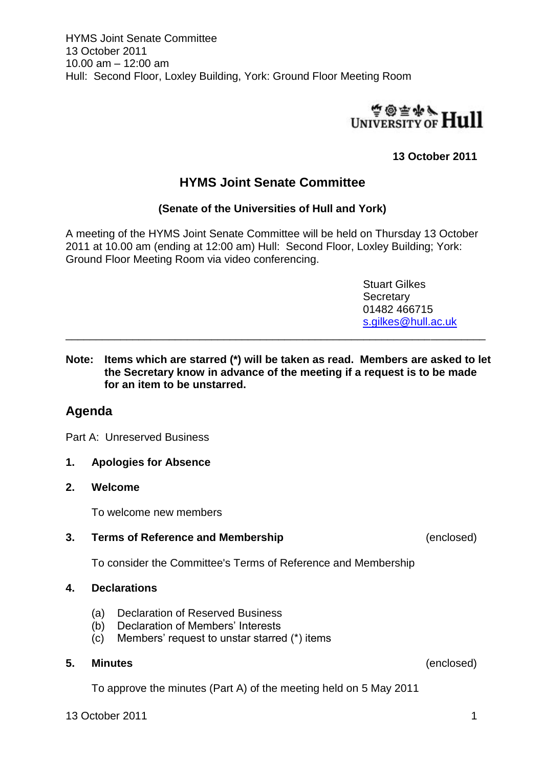HYMS Joint Senate Committee
13 October 2011
10.00 am – 12:00 am
Hull: Second Floor, Loxley Building, York: Ground Floor Meeting Room

UNIVERSITY OF Hull

**13 October 2011**

## HYMS Joint Senate Committee

### (Senate of the Universities of Hull and York)

A meeting of the HYMS Joint Senate Committee will be held on Thursday 13 October 2011 at 10.00 am (ending at 12:00 am) Hull: Second Floor, Loxley Building; York: Ground Floor Meeting Room via video conferencing.

Stuart Gilkes
Secretary
01482 466715
s.gilkes@hull.ac.uk

---

**Note: Items which are starred (*) will be taken as read. Members are asked to let the Secretary know in advance of the meeting if a request is to be made for an item to be unstarred.**

## Agenda

Part A: Unreserved Business

**1. Apologies for Absence**

**2. Welcome**

To welcome new members

**3. Terms of Reference and Membership** (enclosed)

To consider the Committee's Terms of Reference and Membership

**4. Declarations**

(a) Declaration of Reserved Business
(b) Declaration of Members' Interests
(c) Members' request to unstar starred (*) items

**5. Minutes** (enclosed)

To approve the minutes (Part A) of the meeting held on 5 May 2011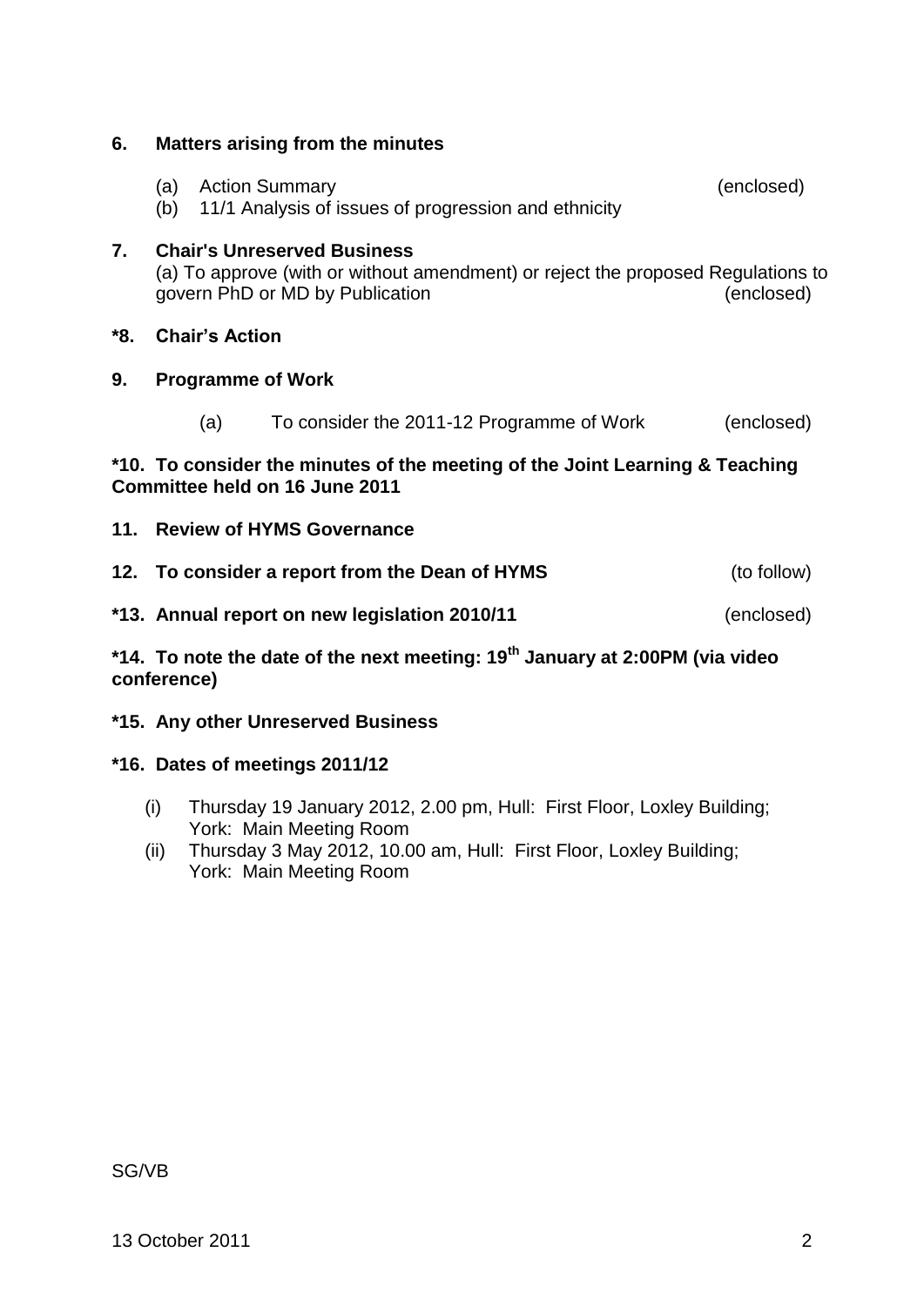**6. Matters arising from the minutes**

(a) Action Summary (enclosed)
(b) 11/1 Analysis of issues of progression and ethnicity

**7. Chair's Unreserved Business**
(a) To approve (with or without amendment) or reject the proposed Regulations to govern PhD or MD by Publication (enclosed)

***8. Chair's Action**

**9. Programme of Work**

(a) To consider the 2011-12 Programme of Work (enclosed)

***10. To consider the minutes of the meeting of the Joint Learning & Teaching Committee held on 16 June 2011**

**11. Review of HYMS Governance**

**12. To consider a report from the Dean of HYMS** (to follow)

***13. Annual report on new legislation 2010/11** (enclosed)

***14. To note the date of the next meeting: 19th January at 2:00PM (via video conference)**

***15. Any other Unreserved Business**

***16. Dates of meetings 2011/12**

(i) Thursday 19 January 2012, 2.00 pm, Hull: First Floor, Loxley Building; York: Main Meeting Room
(ii) Thursday 3 May 2012, 10.00 am, Hull: First Floor, Loxley Building; York: Main Meeting Room

SG/VB

13 October 2011